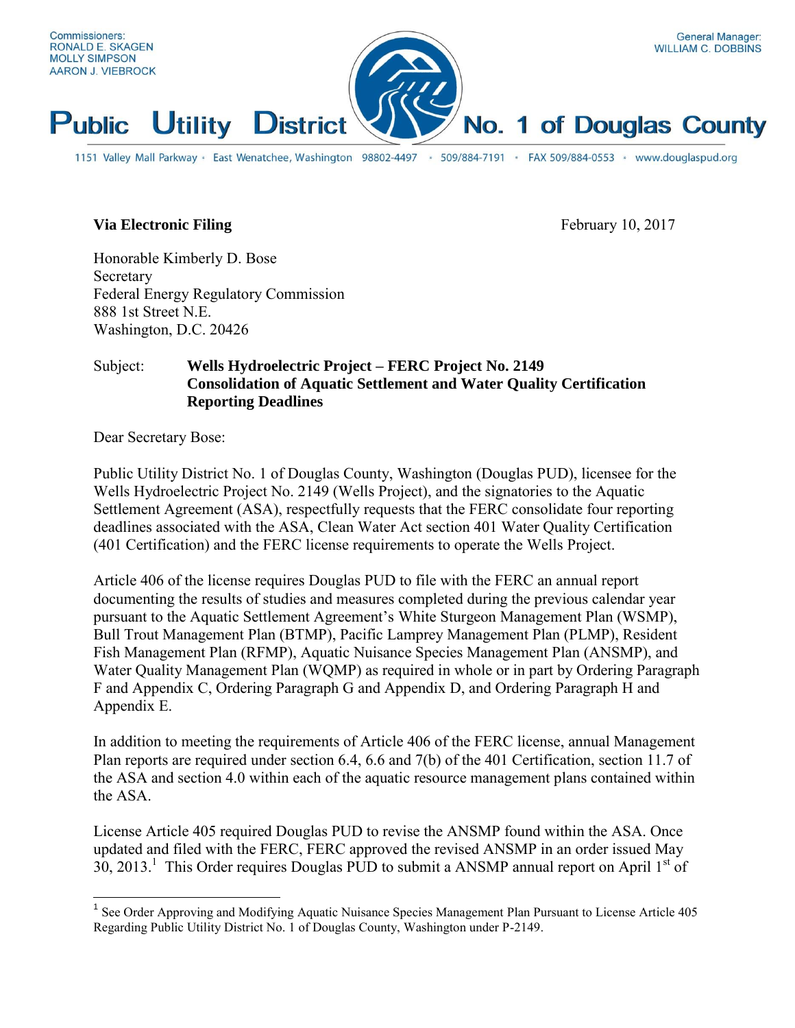Commissioners:
RONALD E. SKAGEN
MOLLY SIMPSON
AARON J. VIEBROCK

General Manager:
WILLIAM C. DOBBINS

# Public Utility District No. 1 of Douglas County

1151 Valley Mall Parkway • East Wenatchee, Washington 98802-4497 • 509/884-7191 • FAX 509/884-0553 • www.douglaspud.org

**Via Electronic Filing**

February 10, 2017

Honorable Kimberly D. Bose
Secretary
Federal Energy Regulatory Commission
888 1st Street N.E.
Washington, D.C. 20426

Subject: **Wells Hydroelectric Project – FERC Project No. 2149**
**Consolidation of Aquatic Settlement and Water Quality Certification Reporting Deadlines**

Dear Secretary Bose:

Public Utility District No. 1 of Douglas County, Washington (Douglas PUD), licensee for the Wells Hydroelectric Project No. 2149 (Wells Project), and the signatories to the Aquatic Settlement Agreement (ASA), respectfully requests that the FERC consolidate four reporting deadlines associated with the ASA, Clean Water Act section 401 Water Quality Certification (401 Certification) and the FERC license requirements to operate the Wells Project.

Article 406 of the license requires Douglas PUD to file with the FERC an annual report documenting the results of studies and measures completed during the previous calendar year pursuant to the Aquatic Settlement Agreement's White Sturgeon Management Plan (WSMP), Bull Trout Management Plan (BTMP), Pacific Lamprey Management Plan (PLMP), Resident Fish Management Plan (RFMP), Aquatic Nuisance Species Management Plan (ANSMP), and Water Quality Management Plan (WQMP) as required in whole or in part by Ordering Paragraph F and Appendix C, Ordering Paragraph G and Appendix D, and Ordering Paragraph H and Appendix E.

In addition to meeting the requirements of Article 406 of the FERC license, annual Management Plan reports are required under section 6.4, 6.6 and 7(b) of the 401 Certification, section 11.7 of the ASA and section 4.0 within each of the aquatic resource management plans contained within the ASA.

License Article 405 required Douglas PUD to revise the ANSMP found within the ASA. Once updated and filed with the FERC, FERC approved the revised ANSMP in an order issued May 30, 2013.[1] This Order requires Douglas PUD to submit a ANSMP annual report on April 1st of

[1] See Order Approving and Modifying Aquatic Nuisance Species Management Plan Pursuant to License Article 405 Regarding Public Utility District No. 1 of Douglas County, Washington under P-2149.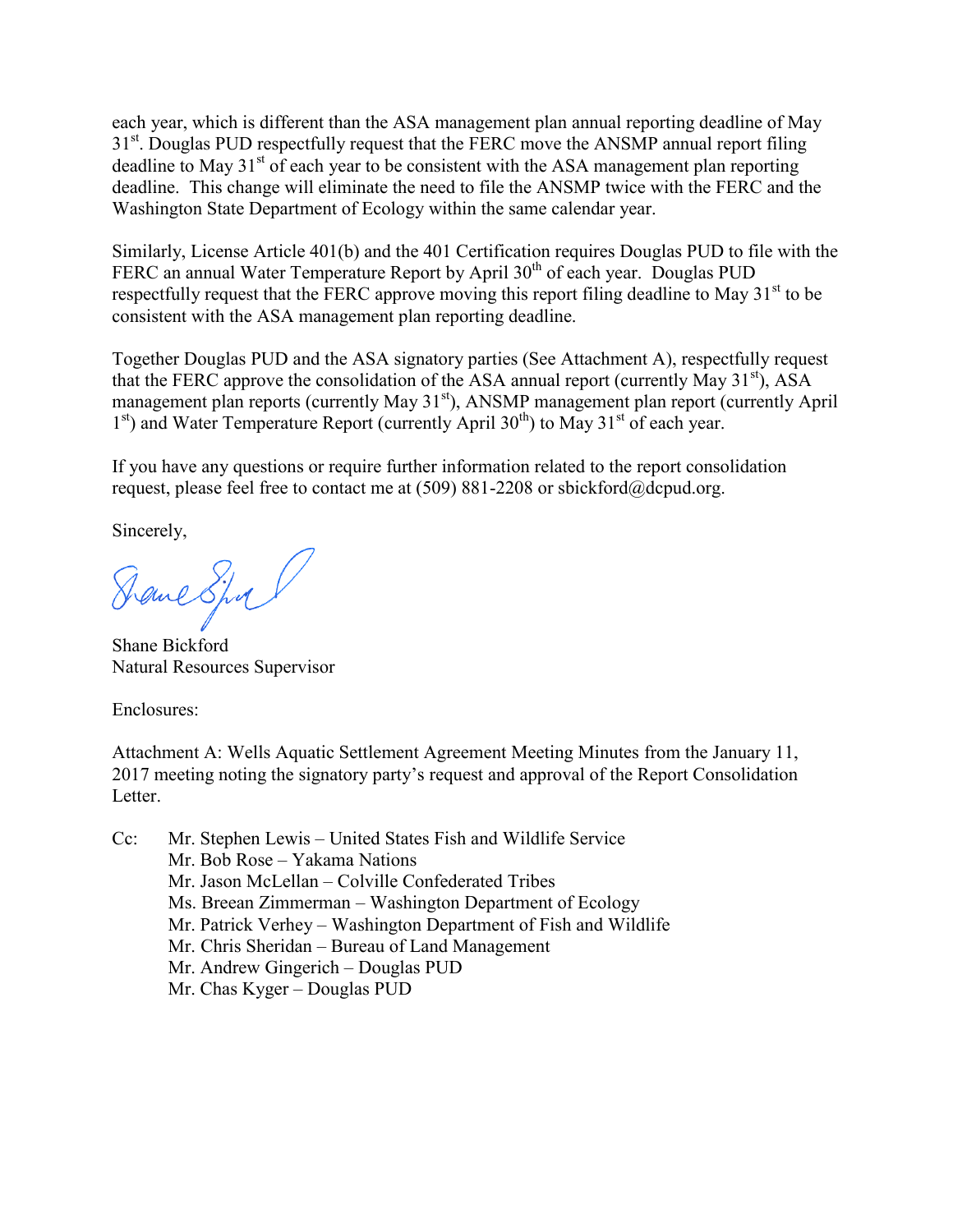each year, which is different than the ASA management plan annual reporting deadline of May 31st. Douglas PUD respectfully request that the FERC move the ANSMP annual report filing deadline to May 31st of each year to be consistent with the ASA management plan reporting deadline. This change will eliminate the need to file the ANSMP twice with the FERC and the Washington State Department of Ecology within the same calendar year.

Similarly, License Article 401(b) and the 401 Certification requires Douglas PUD to file with the FERC an annual Water Temperature Report by April 30th of each year. Douglas PUD respectfully request that the FERC approve moving this report filing deadline to May 31st to be consistent with the ASA management plan reporting deadline.

Together Douglas PUD and the ASA signatory parties (See Attachment A), respectfully request that the FERC approve the consolidation of the ASA annual report (currently May 31st), ASA management plan reports (currently May 31st), ANSMP management plan report (currently April 1st) and Water Temperature Report (currently April 30th) to May 31st of each year.

If you have any questions or require further information related to the report consolidation request, please feel free to contact me at (509) 881-2208 or sbickford@dcpud.org.

Sincerely,

Shane Bickford
Natural Resources Supervisor

Enclosures:

Attachment A: Wells Aquatic Settlement Agreement Meeting Minutes from the January 11, 2017 meeting noting the signatory party's request and approval of the Report Consolidation Letter.

Cc: Mr. Stephen Lewis – United States Fish and Wildlife Service
Mr. Bob Rose – Yakama Nations
Mr. Jason McLellan – Colville Confederated Tribes
Ms. Breean Zimmerman – Washington Department of Ecology
Mr. Patrick Verhey – Washington Department of Fish and Wildlife
Mr. Chris Sheridan – Bureau of Land Management
Mr. Andrew Gingerich – Douglas PUD
Mr. Chas Kyger – Douglas PUD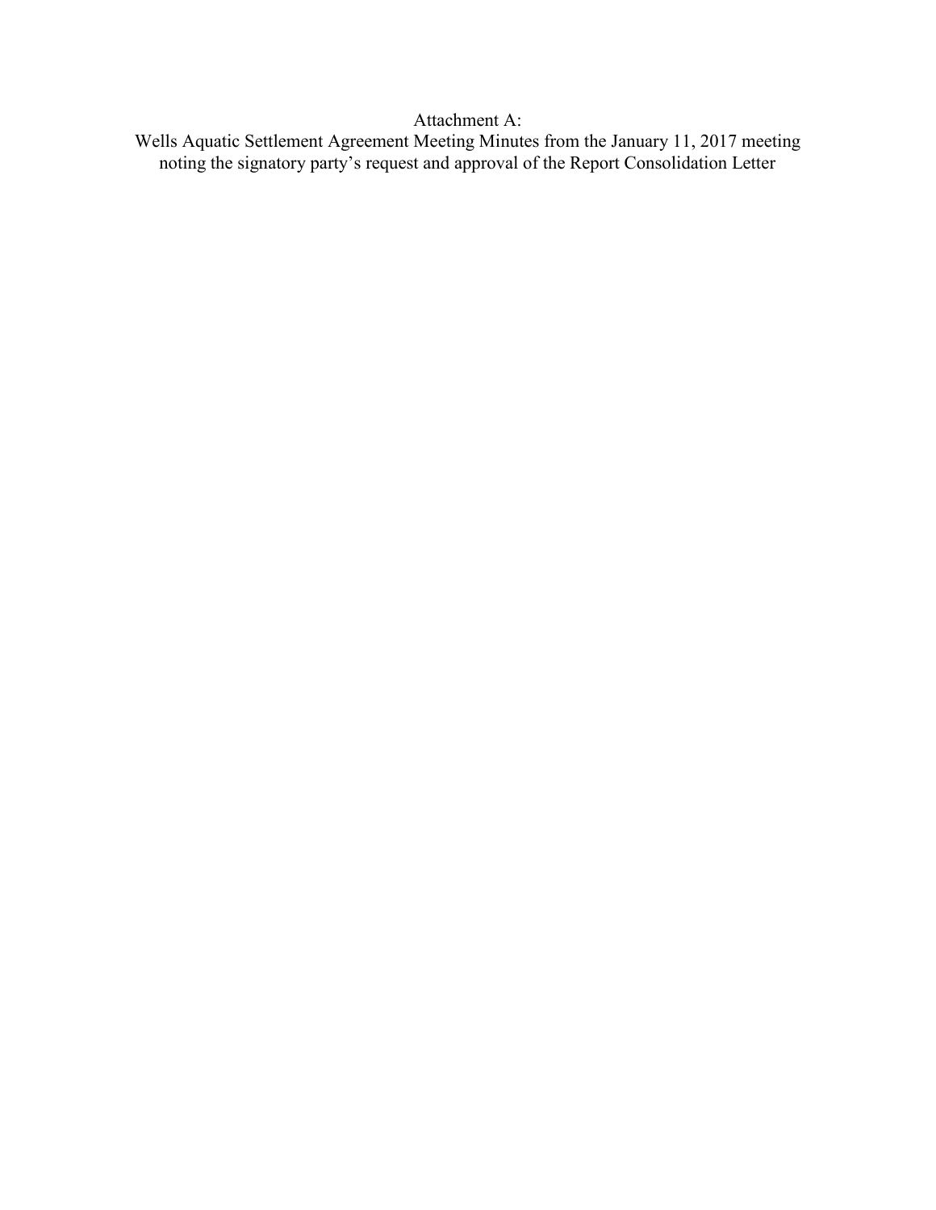Attachment A:
Wells Aquatic Settlement Agreement Meeting Minutes from the January 11, 2017 meeting noting the signatory party's request and approval of the Report Consolidation Letter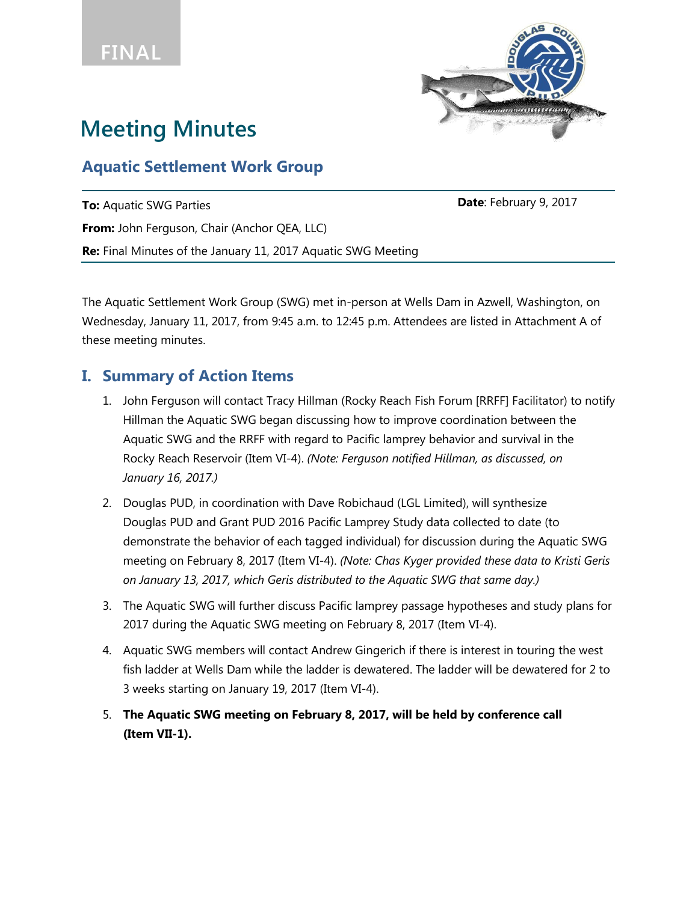FINAL

# Meeting Minutes

## Aquatic Settlement Work Group

**To:** Aquatic SWG Parties

**Date**: February 9, 2017

**From:** John Ferguson, Chair (Anchor QEA, LLC)

**Re:** Final Minutes of the January 11, 2017 Aquatic SWG Meeting

The Aquatic Settlement Work Group (SWG) met in-person at Wells Dam in Azwell, Washington, on Wednesday, January 11, 2017, from 9:45 a.m. to 12:45 p.m. Attendees are listed in Attachment A of these meeting minutes.

## I. Summary of Action Items

1. John Ferguson will contact Tracy Hillman (Rocky Reach Fish Forum [RRFF] Facilitator) to notify Hillman the Aquatic SWG began discussing how to improve coordination between the Aquatic SWG and the RRFF with regard to Pacific lamprey behavior and survival in the Rocky Reach Reservoir (Item VI-4). *(Note: Ferguson notified Hillman, as discussed, on January 16, 2017.)*
2. Douglas PUD, in coordination with Dave Robichaud (LGL Limited), will synthesize Douglas PUD and Grant PUD 2016 Pacific Lamprey Study data collected to date (to demonstrate the behavior of each tagged individual) for discussion during the Aquatic SWG meeting on February 8, 2017 (Item VI-4). *(Note: Chas Kyger provided these data to Kristi Geris on January 13, 2017, which Geris distributed to the Aquatic SWG that same day.)*
3. The Aquatic SWG will further discuss Pacific lamprey passage hypotheses and study plans for 2017 during the Aquatic SWG meeting on February 8, 2017 (Item VI-4).
4. Aquatic SWG members will contact Andrew Gingerich if there is interest in touring the west fish ladder at Wells Dam while the ladder is dewatered. The ladder will be dewatered for 2 to 3 weeks starting on January 19, 2017 (Item VI-4).
5. **The Aquatic SWG meeting on February 8, 2017, will be held by conference call (Item VII-1).**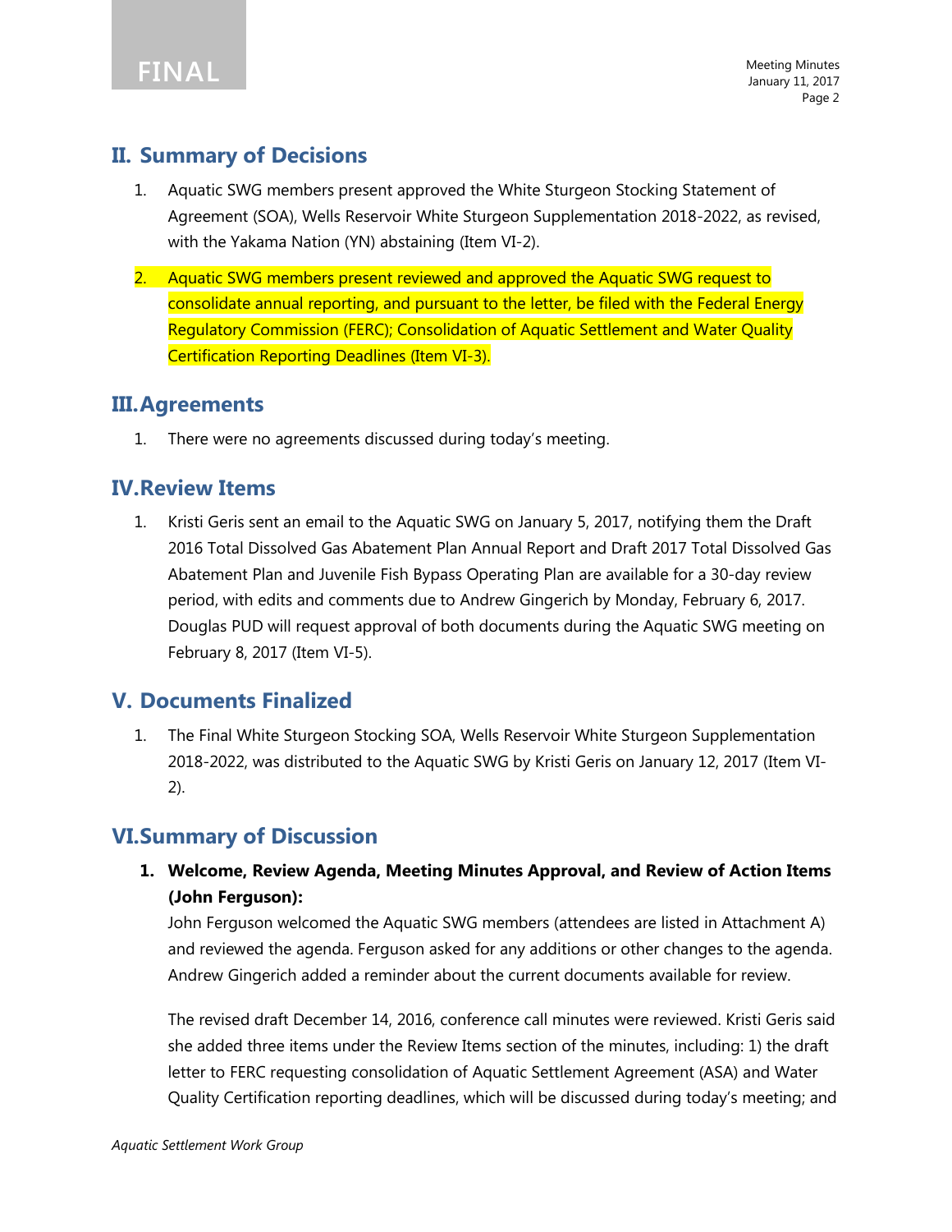## II. Summary of Decisions

1. Aquatic SWG members present approved the White Sturgeon Stocking Statement of Agreement (SOA), Wells Reservoir White Sturgeon Supplementation 2018-2022, as revised, with the Yakama Nation (YN) abstaining (Item VI-2).
2. Aquatic SWG members present reviewed and approved the Aquatic SWG request to consolidate annual reporting, and pursuant to the letter, be filed with the Federal Energy Regulatory Commission (FERC); Consolidation of Aquatic Settlement and Water Quality Certification Reporting Deadlines (Item VI-3).

## III. Agreements

1. There were no agreements discussed during today's meeting.

## IV. Review Items

1. Kristi Geris sent an email to the Aquatic SWG on January 5, 2017, notifying them the Draft 2016 Total Dissolved Gas Abatement Plan Annual Report and Draft 2017 Total Dissolved Gas Abatement Plan and Juvenile Fish Bypass Operating Plan are available for a 30-day review period, with edits and comments due to Andrew Gingerich by Monday, February 6, 2017. Douglas PUD will request approval of both documents during the Aquatic SWG meeting on February 8, 2017 (Item VI-5).

## V. Documents Finalized

1. The Final White Sturgeon Stocking SOA, Wells Reservoir White Sturgeon Supplementation 2018-2022, was distributed to the Aquatic SWG by Kristi Geris on January 12, 2017 (Item VI-2).

## VI. Summary of Discussion

1. **Welcome, Review Agenda, Meeting Minutes Approval, and Review of Action Items (John Ferguson):**

   John Ferguson welcomed the Aquatic SWG members (attendees are listed in Attachment A) and reviewed the agenda. Ferguson asked for any additions or other changes to the agenda. Andrew Gingerich added a reminder about the current documents available for review.

   The revised draft December 14, 2016, conference call minutes were reviewed. Kristi Geris said she added three items under the Review Items section of the minutes, including: 1) the draft letter to FERC requesting consolidation of Aquatic Settlement Agreement (ASA) and Water Quality Certification reporting deadlines, which will be discussed during today's meeting; and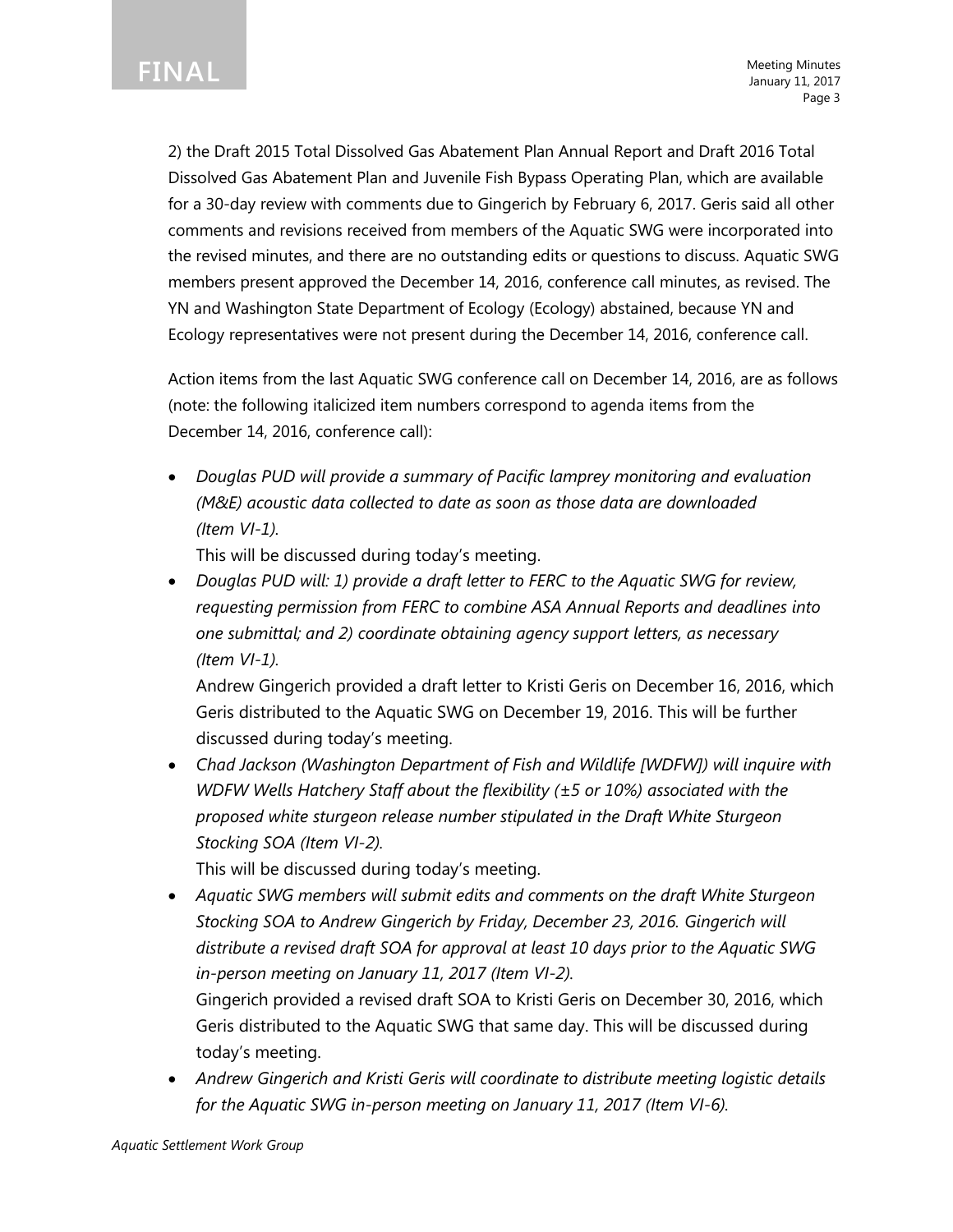2) the Draft 2015 Total Dissolved Gas Abatement Plan Annual Report and Draft 2016 Total Dissolved Gas Abatement Plan and Juvenile Fish Bypass Operating Plan, which are available for a 30-day review with comments due to Gingerich by February 6, 2017. Geris said all other comments and revisions received from members of the Aquatic SWG were incorporated into the revised minutes, and there are no outstanding edits or questions to discuss. Aquatic SWG members present approved the December 14, 2016, conference call minutes, as revised. The YN and Washington State Department of Ecology (Ecology) abstained, because YN and Ecology representatives were not present during the December 14, 2016, conference call.

Action items from the last Aquatic SWG conference call on December 14, 2016, are as follows (note: the following italicized item numbers correspond to agenda items from the December 14, 2016, conference call):

- *Douglas PUD will provide a summary of Pacific lamprey monitoring and evaluation (M&E) acoustic data collected to date as soon as those data are downloaded (Item VI-1).*
  This will be discussed during today's meeting.
- *Douglas PUD will: 1) provide a draft letter to FERC to the Aquatic SWG for review, requesting permission from FERC to combine ASA Annual Reports and deadlines into one submittal; and 2) coordinate obtaining agency support letters, as necessary (Item VI-1).*
  Andrew Gingerich provided a draft letter to Kristi Geris on December 16, 2016, which Geris distributed to the Aquatic SWG on December 19, 2016. This will be further discussed during today's meeting.
- *Chad Jackson (Washington Department of Fish and Wildlife [WDFW]) will inquire with WDFW Wells Hatchery Staff about the flexibility (±5 or 10%) associated with the proposed white sturgeon release number stipulated in the Draft White Sturgeon Stocking SOA (Item VI-2).*
  This will be discussed during today's meeting.
- *Aquatic SWG members will submit edits and comments on the draft White Sturgeon Stocking SOA to Andrew Gingerich by Friday, December 23, 2016. Gingerich will distribute a revised draft SOA for approval at least 10 days prior to the Aquatic SWG in-person meeting on January 11, 2017 (Item VI-2).*
  Gingerich provided a revised draft SOA to Kristi Geris on December 30, 2016, which Geris distributed to the Aquatic SWG that same day. This will be discussed during today's meeting.
- *Andrew Gingerich and Kristi Geris will coordinate to distribute meeting logistic details for the Aquatic SWG in-person meeting on January 11, 2017 (Item VI-6).*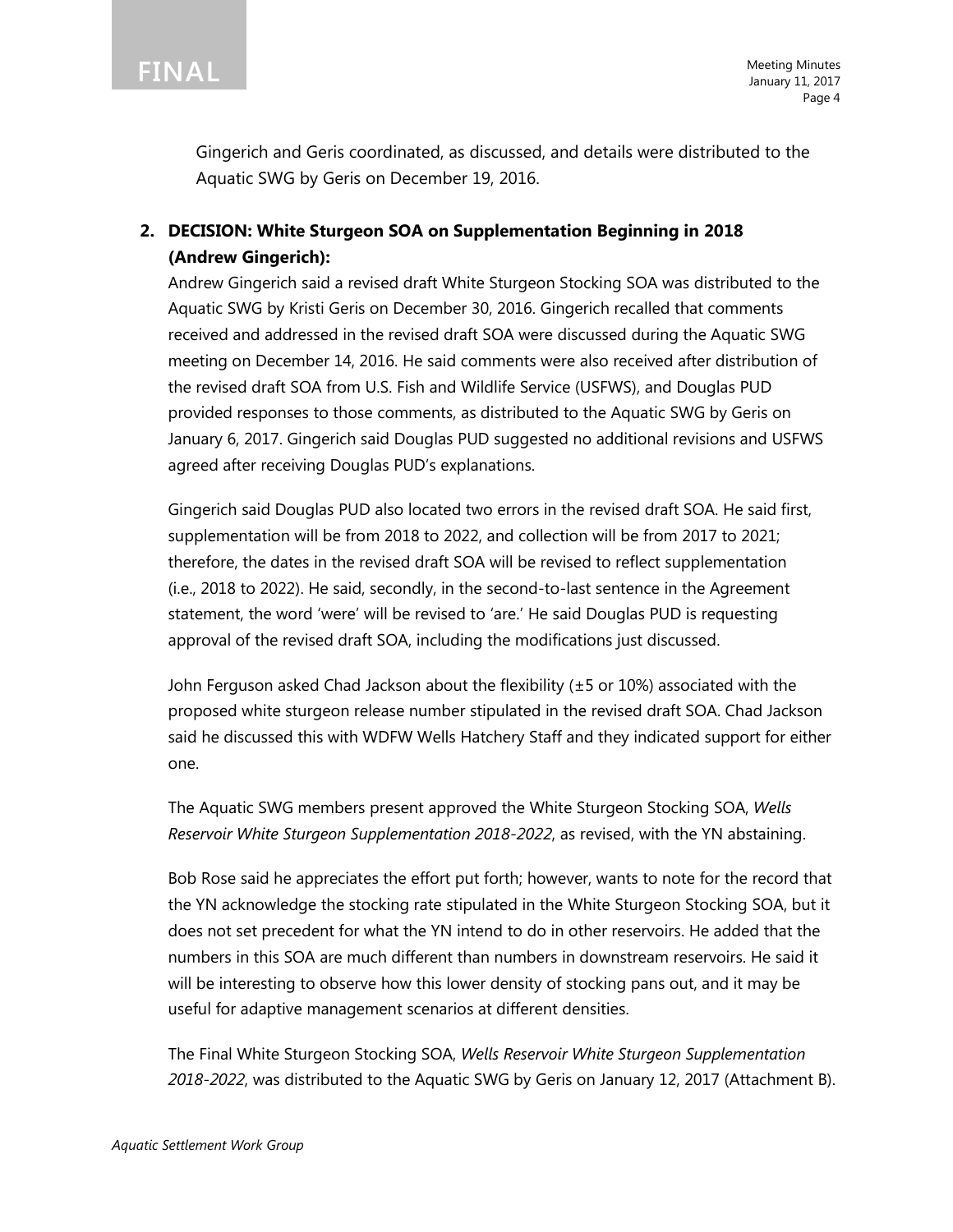Gingerich and Geris coordinated, as discussed, and details were distributed to the Aquatic SWG by Geris on December 19, 2016.

2. **DECISION: White Sturgeon SOA on Supplementation Beginning in 2018 (Andrew Gingerich):**

Andrew Gingerich said a revised draft White Sturgeon Stocking SOA was distributed to the Aquatic SWG by Kristi Geris on December 30, 2016. Gingerich recalled that comments received and addressed in the revised draft SOA were discussed during the Aquatic SWG meeting on December 14, 2016. He said comments were also received after distribution of the revised draft SOA from U.S. Fish and Wildlife Service (USFWS), and Douglas PUD provided responses to those comments, as distributed to the Aquatic SWG by Geris on January 6, 2017. Gingerich said Douglas PUD suggested no additional revisions and USFWS agreed after receiving Douglas PUD's explanations.

Gingerich said Douglas PUD also located two errors in the revised draft SOA. He said first, supplementation will be from 2018 to 2022, and collection will be from 2017 to 2021; therefore, the dates in the revised draft SOA will be revised to reflect supplementation (i.e., 2018 to 2022). He said, secondly, in the second-to-last sentence in the Agreement statement, the word 'were' will be revised to 'are.' He said Douglas PUD is requesting approval of the revised draft SOA, including the modifications just discussed.

John Ferguson asked Chad Jackson about the flexibility (±5 or 10%) associated with the proposed white sturgeon release number stipulated in the revised draft SOA. Chad Jackson said he discussed this with WDFW Wells Hatchery Staff and they indicated support for either one.

The Aquatic SWG members present approved the White Sturgeon Stocking SOA, *Wells Reservoir White Sturgeon Supplementation 2018-2022*, as revised, with the YN abstaining.

Bob Rose said he appreciates the effort put forth; however, wants to note for the record that the YN acknowledge the stocking rate stipulated in the White Sturgeon Stocking SOA, but it does not set precedent for what the YN intend to do in other reservoirs. He added that the numbers in this SOA are much different than numbers in downstream reservoirs. He said it will be interesting to observe how this lower density of stocking pans out, and it may be useful for adaptive management scenarios at different densities.

The Final White Sturgeon Stocking SOA, *Wells Reservoir White Sturgeon Supplementation 2018-2022*, was distributed to the Aquatic SWG by Geris on January 12, 2017 (Attachment B).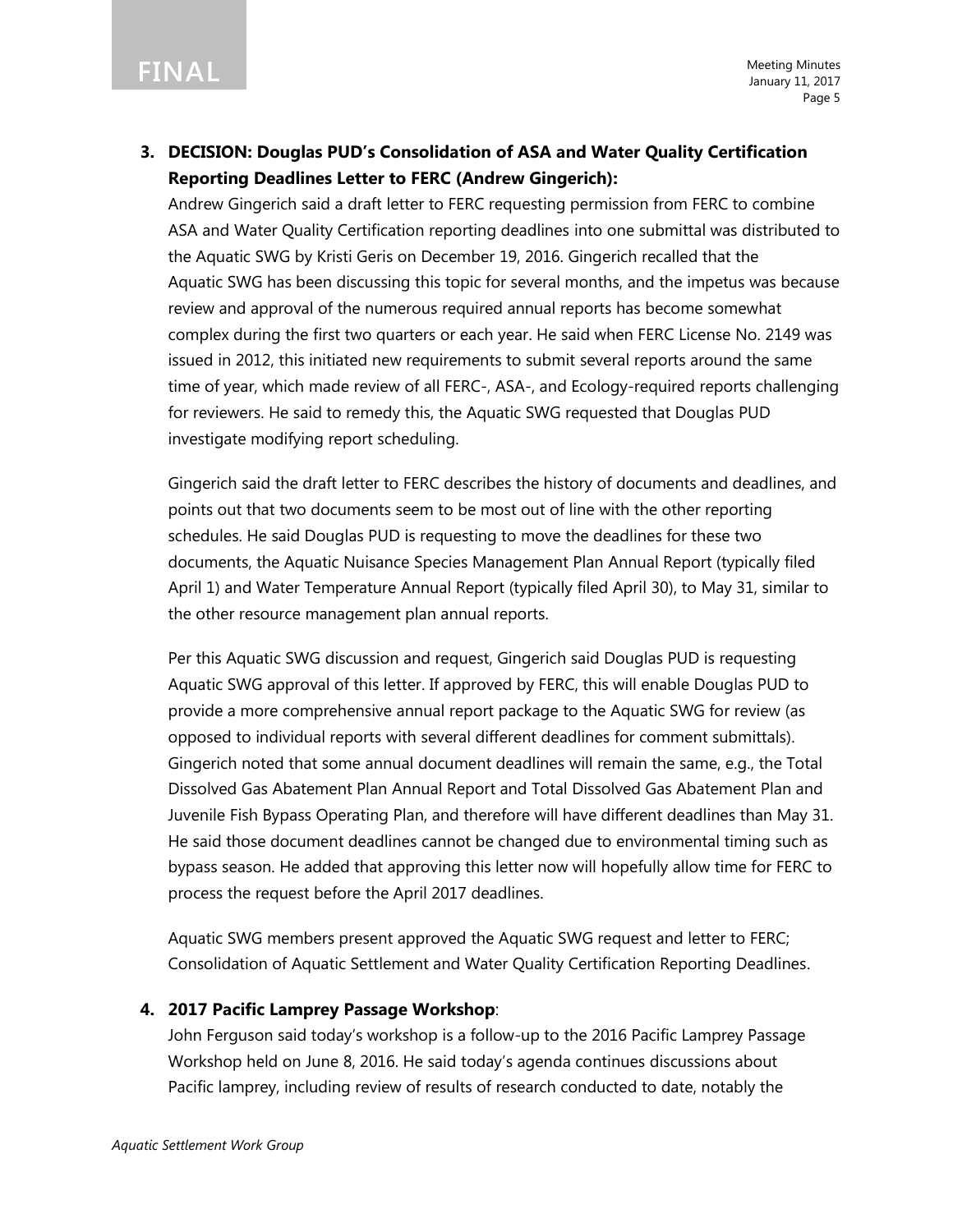3. **DECISION: Douglas PUD's Consolidation of ASA and Water Quality Certification Reporting Deadlines Letter to FERC (Andrew Gingerich):**
   Andrew Gingerich said a draft letter to FERC requesting permission from FERC to combine ASA and Water Quality Certification reporting deadlines into one submittal was distributed to the Aquatic SWG by Kristi Geris on December 19, 2016. Gingerich recalled that the Aquatic SWG has been discussing this topic for several months, and the impetus was because review and approval of the numerous required annual reports has become somewhat complex during the first two quarters or each year. He said when FERC License No. 2149 was issued in 2012, this initiated new requirements to submit several reports around the same time of year, which made review of all FERC-, ASA-, and Ecology-required reports challenging for reviewers. He said to remedy this, the Aquatic SWG requested that Douglas PUD investigate modifying report scheduling.

   Gingerich said the draft letter to FERC describes the history of documents and deadlines, and points out that two documents seem to be most out of line with the other reporting schedules. He said Douglas PUD is requesting to move the deadlines for these two documents, the Aquatic Nuisance Species Management Plan Annual Report (typically filed April 1) and Water Temperature Annual Report (typically filed April 30), to May 31, similar to the other resource management plan annual reports.

   Per this Aquatic SWG discussion and request, Gingerich said Douglas PUD is requesting Aquatic SWG approval of this letter. If approved by FERC, this will enable Douglas PUD to provide a more comprehensive annual report package to the Aquatic SWG for review (as opposed to individual reports with several different deadlines for comment submittals). Gingerich noted that some annual document deadlines will remain the same, e.g., the Total Dissolved Gas Abatement Plan Annual Report and Total Dissolved Gas Abatement Plan and Juvenile Fish Bypass Operating Plan, and therefore will have different deadlines than May 31. He said those document deadlines cannot be changed due to environmental timing such as bypass season. He added that approving this letter now will hopefully allow time for FERC to process the request before the April 2017 deadlines.

   Aquatic SWG members present approved the Aquatic SWG request and letter to FERC; Consolidation of Aquatic Settlement and Water Quality Certification Reporting Deadlines.

4. **2017 Pacific Lamprey Passage Workshop**:
   John Ferguson said today's workshop is a follow-up to the 2016 Pacific Lamprey Passage Workshop held on June 8, 2016. He said today's agenda continues discussions about Pacific lamprey, including review of results of research conducted to date, notably the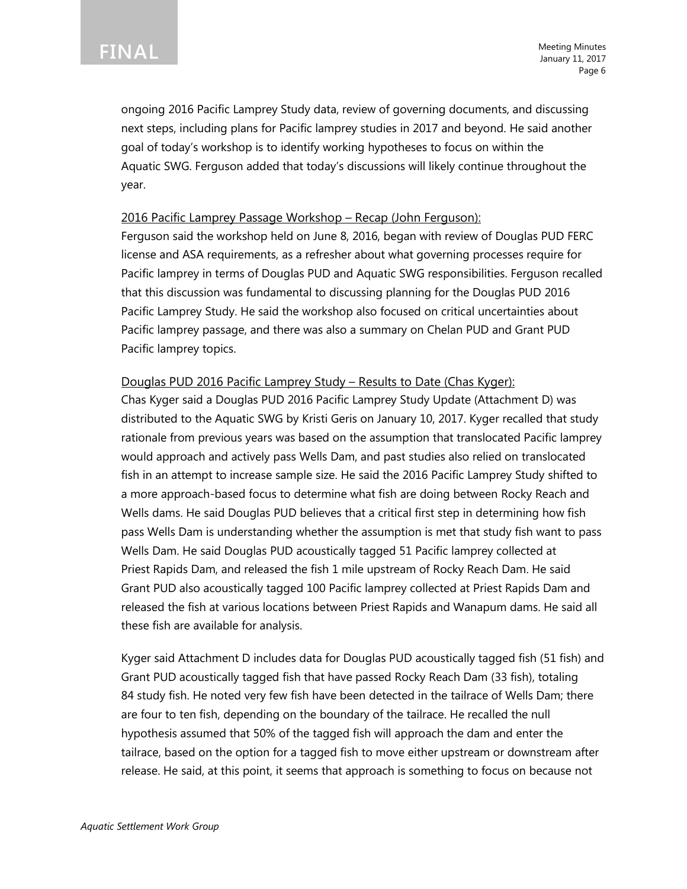ongoing 2016 Pacific Lamprey Study data, review of governing documents, and discussing next steps, including plans for Pacific lamprey studies in 2017 and beyond. He said another goal of today's workshop is to identify working hypotheses to focus on within the Aquatic SWG. Ferguson added that today's discussions will likely continue throughout the year.

2016 Pacific Lamprey Passage Workshop – Recap (John Ferguson):

Ferguson said the workshop held on June 8, 2016, began with review of Douglas PUD FERC license and ASA requirements, as a refresher about what governing processes require for Pacific lamprey in terms of Douglas PUD and Aquatic SWG responsibilities. Ferguson recalled that this discussion was fundamental to discussing planning for the Douglas PUD 2016 Pacific Lamprey Study. He said the workshop also focused on critical uncertainties about Pacific lamprey passage, and there was also a summary on Chelan PUD and Grant PUD Pacific lamprey topics.

Douglas PUD 2016 Pacific Lamprey Study – Results to Date (Chas Kyger):

Chas Kyger said a Douglas PUD 2016 Pacific Lamprey Study Update (Attachment D) was distributed to the Aquatic SWG by Kristi Geris on January 10, 2017. Kyger recalled that study rationale from previous years was based on the assumption that translocated Pacific lamprey would approach and actively pass Wells Dam, and past studies also relied on translocated fish in an attempt to increase sample size. He said the 2016 Pacific Lamprey Study shifted to a more approach-based focus to determine what fish are doing between Rocky Reach and Wells dams. He said Douglas PUD believes that a critical first step in determining how fish pass Wells Dam is understanding whether the assumption is met that study fish want to pass Wells Dam. He said Douglas PUD acoustically tagged 51 Pacific lamprey collected at Priest Rapids Dam, and released the fish 1 mile upstream of Rocky Reach Dam. He said Grant PUD also acoustically tagged 100 Pacific lamprey collected at Priest Rapids Dam and released the fish at various locations between Priest Rapids and Wanapum dams. He said all these fish are available for analysis.

Kyger said Attachment D includes data for Douglas PUD acoustically tagged fish (51 fish) and Grant PUD acoustically tagged fish that have passed Rocky Reach Dam (33 fish), totaling 84 study fish. He noted very few fish have been detected in the tailrace of Wells Dam; there are four to ten fish, depending on the boundary of the tailrace. He recalled the null hypothesis assumed that 50% of the tagged fish will approach the dam and enter the tailrace, based on the option for a tagged fish to move either upstream or downstream after release. He said, at this point, it seems that approach is something to focus on because not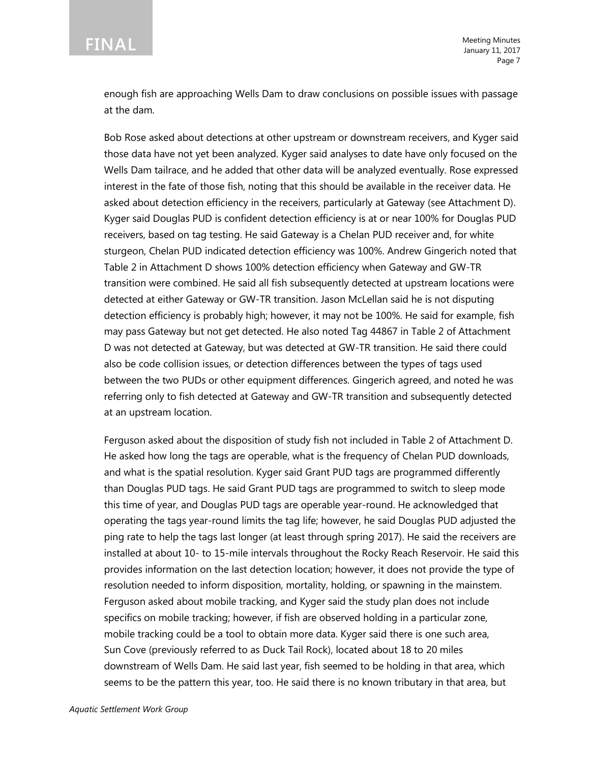enough fish are approaching Wells Dam to draw conclusions on possible issues with passage at the dam.

Bob Rose asked about detections at other upstream or downstream receivers, and Kyger said those data have not yet been analyzed. Kyger said analyses to date have only focused on the Wells Dam tailrace, and he added that other data will be analyzed eventually. Rose expressed interest in the fate of those fish, noting that this should be available in the receiver data. He asked about detection efficiency in the receivers, particularly at Gateway (see Attachment D). Kyger said Douglas PUD is confident detection efficiency is at or near 100% for Douglas PUD receivers, based on tag testing. He said Gateway is a Chelan PUD receiver and, for white sturgeon, Chelan PUD indicated detection efficiency was 100%. Andrew Gingerich noted that Table 2 in Attachment D shows 100% detection efficiency when Gateway and GW-TR transition were combined. He said all fish subsequently detected at upstream locations were detected at either Gateway or GW-TR transition. Jason McLellan said he is not disputing detection efficiency is probably high; however, it may not be 100%. He said for example, fish may pass Gateway but not get detected. He also noted Tag 44867 in Table 2 of Attachment D was not detected at Gateway, but was detected at GW-TR transition. He said there could also be code collision issues, or detection differences between the types of tags used between the two PUDs or other equipment differences. Gingerich agreed, and noted he was referring only to fish detected at Gateway and GW-TR transition and subsequently detected at an upstream location.

Ferguson asked about the disposition of study fish not included in Table 2 of Attachment D. He asked how long the tags are operable, what is the frequency of Chelan PUD downloads, and what is the spatial resolution. Kyger said Grant PUD tags are programmed differently than Douglas PUD tags. He said Grant PUD tags are programmed to switch to sleep mode this time of year, and Douglas PUD tags are operable year-round. He acknowledged that operating the tags year-round limits the tag life; however, he said Douglas PUD adjusted the ping rate to help the tags last longer (at least through spring 2017). He said the receivers are installed at about 10- to 15-mile intervals throughout the Rocky Reach Reservoir. He said this provides information on the last detection location; however, it does not provide the type of resolution needed to inform disposition, mortality, holding, or spawning in the mainstem. Ferguson asked about mobile tracking, and Kyger said the study plan does not include specifics on mobile tracking; however, if fish are observed holding in a particular zone, mobile tracking could be a tool to obtain more data. Kyger said there is one such area, Sun Cove (previously referred to as Duck Tail Rock), located about 18 to 20 miles downstream of Wells Dam. He said last year, fish seemed to be holding in that area, which seems to be the pattern this year, too. He said there is no known tributary in that area, but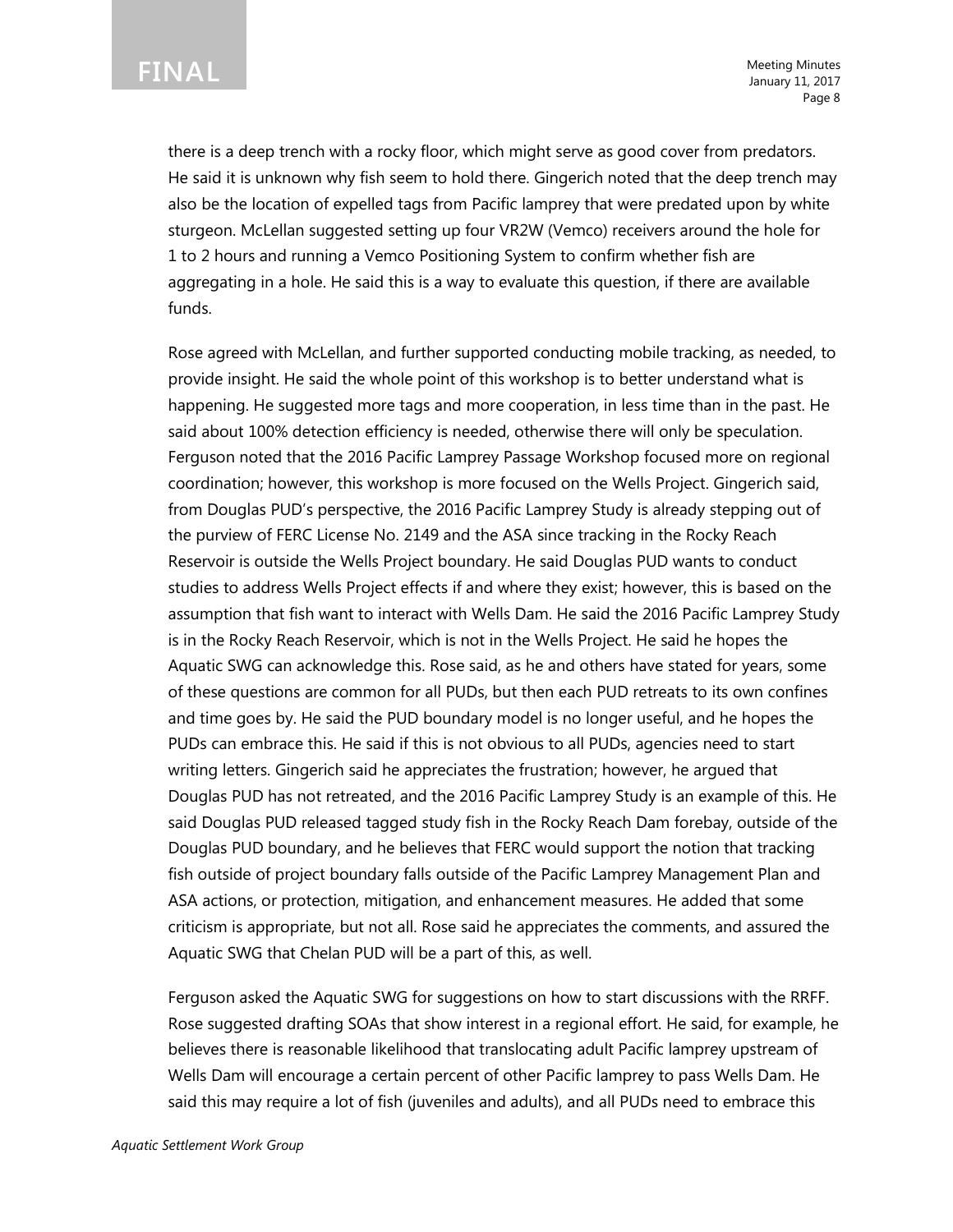there is a deep trench with a rocky floor, which might serve as good cover from predators. He said it is unknown why fish seem to hold there. Gingerich noted that the deep trench may also be the location of expelled tags from Pacific lamprey that were predated upon by white sturgeon. McLellan suggested setting up four VR2W (Vemco) receivers around the hole for 1 to 2 hours and running a Vemco Positioning System to confirm whether fish are aggregating in a hole. He said this is a way to evaluate this question, if there are available funds.

Rose agreed with McLellan, and further supported conducting mobile tracking, as needed, to provide insight. He said the whole point of this workshop is to better understand what is happening. He suggested more tags and more cooperation, in less time than in the past. He said about 100% detection efficiency is needed, otherwise there will only be speculation. Ferguson noted that the 2016 Pacific Lamprey Passage Workshop focused more on regional coordination; however, this workshop is more focused on the Wells Project. Gingerich said, from Douglas PUD's perspective, the 2016 Pacific Lamprey Study is already stepping out of the purview of FERC License No. 2149 and the ASA since tracking in the Rocky Reach Reservoir is outside the Wells Project boundary. He said Douglas PUD wants to conduct studies to address Wells Project effects if and where they exist; however, this is based on the assumption that fish want to interact with Wells Dam. He said the 2016 Pacific Lamprey Study is in the Rocky Reach Reservoir, which is not in the Wells Project. He said he hopes the Aquatic SWG can acknowledge this. Rose said, as he and others have stated for years, some of these questions are common for all PUDs, but then each PUD retreats to its own confines and time goes by. He said the PUD boundary model is no longer useful, and he hopes the PUDs can embrace this. He said if this is not obvious to all PUDs, agencies need to start writing letters. Gingerich said he appreciates the frustration; however, he argued that Douglas PUD has not retreated, and the 2016 Pacific Lamprey Study is an example of this. He said Douglas PUD released tagged study fish in the Rocky Reach Dam forebay, outside of the Douglas PUD boundary, and he believes that FERC would support the notion that tracking fish outside of project boundary falls outside of the Pacific Lamprey Management Plan and ASA actions, or protection, mitigation, and enhancement measures. He added that some criticism is appropriate, but not all. Rose said he appreciates the comments, and assured the Aquatic SWG that Chelan PUD will be a part of this, as well.

Ferguson asked the Aquatic SWG for suggestions on how to start discussions with the RRFF. Rose suggested drafting SOAs that show interest in a regional effort. He said, for example, he believes there is reasonable likelihood that translocating adult Pacific lamprey upstream of Wells Dam will encourage a certain percent of other Pacific lamprey to pass Wells Dam. He said this may require a lot of fish (juveniles and adults), and all PUDs need to embrace this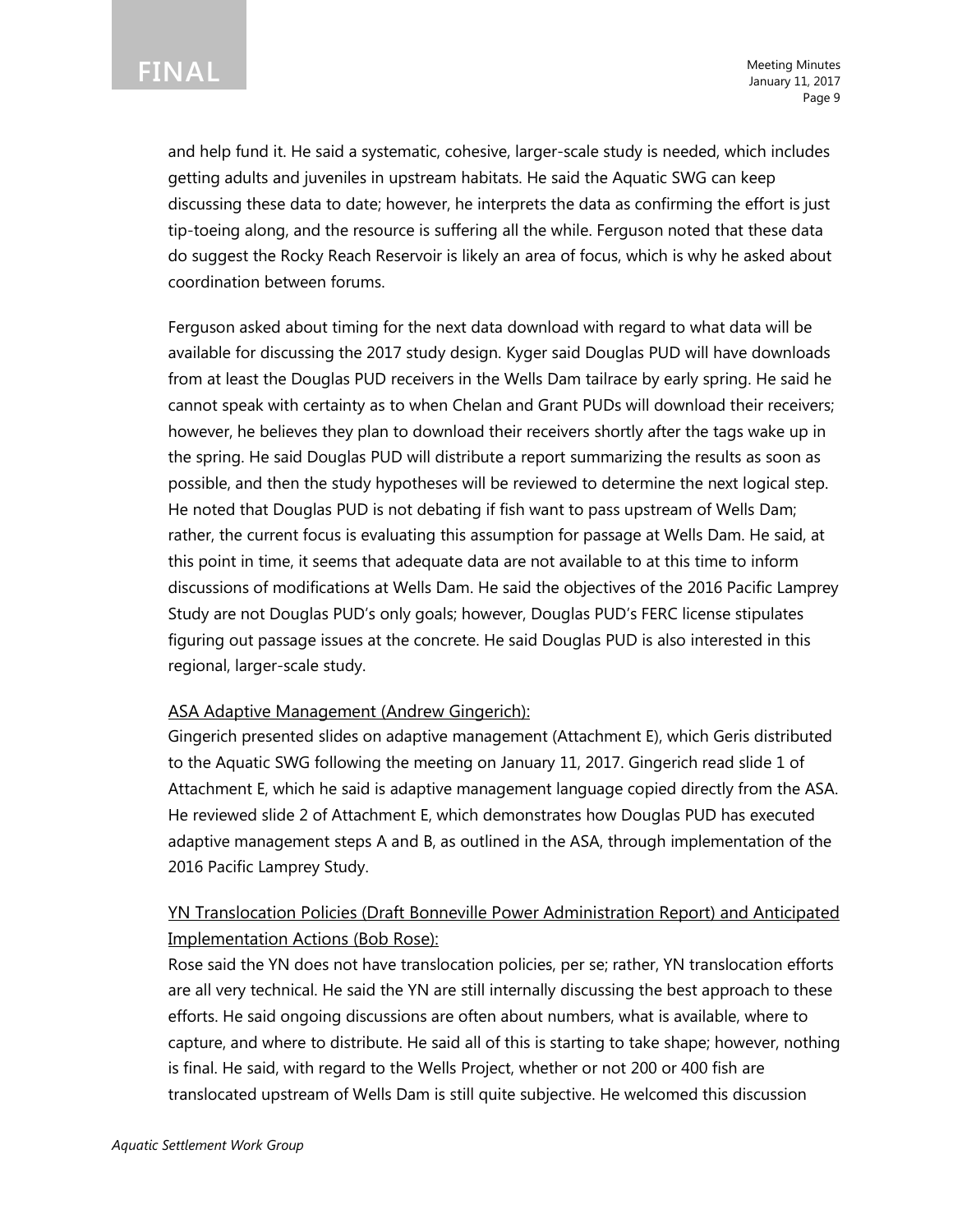and help fund it. He said a systematic, cohesive, larger-scale study is needed, which includes getting adults and juveniles in upstream habitats. He said the Aquatic SWG can keep discussing these data to date; however, he interprets the data as confirming the effort is just tip-toeing along, and the resource is suffering all the while. Ferguson noted that these data do suggest the Rocky Reach Reservoir is likely an area of focus, which is why he asked about coordination between forums.

Ferguson asked about timing for the next data download with regard to what data will be available for discussing the 2017 study design. Kyger said Douglas PUD will have downloads from at least the Douglas PUD receivers in the Wells Dam tailrace by early spring. He said he cannot speak with certainty as to when Chelan and Grant PUDs will download their receivers; however, he believes they plan to download their receivers shortly after the tags wake up in the spring. He said Douglas PUD will distribute a report summarizing the results as soon as possible, and then the study hypotheses will be reviewed to determine the next logical step. He noted that Douglas PUD is not debating if fish want to pass upstream of Wells Dam; rather, the current focus is evaluating this assumption for passage at Wells Dam. He said, at this point in time, it seems that adequate data are not available to at this time to inform discussions of modifications at Wells Dam. He said the objectives of the 2016 Pacific Lamprey Study are not Douglas PUD's only goals; however, Douglas PUD's FERC license stipulates figuring out passage issues at the concrete. He said Douglas PUD is also interested in this regional, larger-scale study.

<u>ASA Adaptive Management (Andrew Gingerich):</u>

Gingerich presented slides on adaptive management (Attachment E), which Geris distributed to the Aquatic SWG following the meeting on January 11, 2017. Gingerich read slide 1 of Attachment E, which he said is adaptive management language copied directly from the ASA. He reviewed slide 2 of Attachment E, which demonstrates how Douglas PUD has executed adaptive management steps A and B, as outlined in the ASA, through implementation of the 2016 Pacific Lamprey Study.

<u>YN Translocation Policies (Draft Bonneville Power Administration Report) and Anticipated Implementation Actions (Bob Rose):</u>

Rose said the YN does not have translocation policies, per se; rather, YN translocation efforts are all very technical. He said the YN are still internally discussing the best approach to these efforts. He said ongoing discussions are often about numbers, what is available, where to capture, and where to distribute. He said all of this is starting to take shape; however, nothing is final. He said, with regard to the Wells Project, whether or not 200 or 400 fish are translocated upstream of Wells Dam is still quite subjective. He welcomed this discussion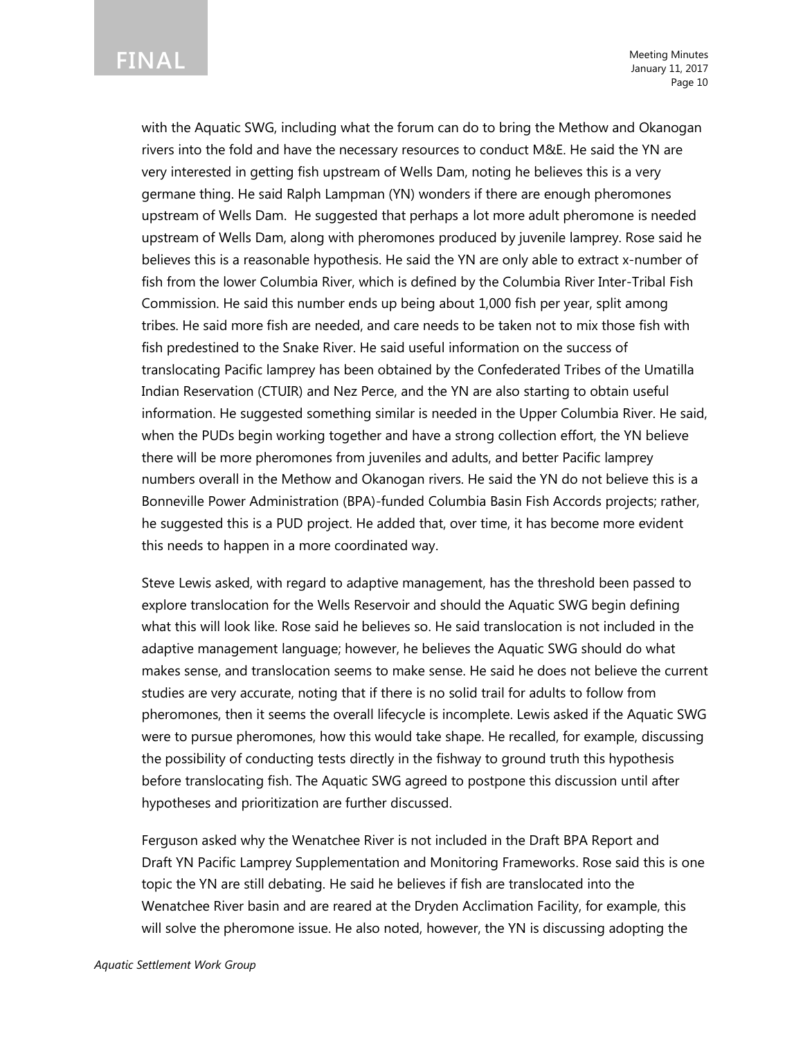with the Aquatic SWG, including what the forum can do to bring the Methow and Okanogan rivers into the fold and have the necessary resources to conduct M&E. He said the YN are very interested in getting fish upstream of Wells Dam, noting he believes this is a very germane thing. He said Ralph Lampman (YN) wonders if there are enough pheromones upstream of Wells Dam. He suggested that perhaps a lot more adult pheromone is needed upstream of Wells Dam, along with pheromones produced by juvenile lamprey. Rose said he believes this is a reasonable hypothesis. He said the YN are only able to extract x-number of fish from the lower Columbia River, which is defined by the Columbia River Inter-Tribal Fish Commission. He said this number ends up being about 1,000 fish per year, split among tribes. He said more fish are needed, and care needs to be taken not to mix those fish with fish predestined to the Snake River. He said useful information on the success of translocating Pacific lamprey has been obtained by the Confederated Tribes of the Umatilla Indian Reservation (CTUIR) and Nez Perce, and the YN are also starting to obtain useful information. He suggested something similar is needed in the Upper Columbia River. He said, when the PUDs begin working together and have a strong collection effort, the YN believe there will be more pheromones from juveniles and adults, and better Pacific lamprey numbers overall in the Methow and Okanogan rivers. He said the YN do not believe this is a Bonneville Power Administration (BPA)-funded Columbia Basin Fish Accords projects; rather, he suggested this is a PUD project. He added that, over time, it has become more evident this needs to happen in a more coordinated way.

Steve Lewis asked, with regard to adaptive management, has the threshold been passed to explore translocation for the Wells Reservoir and should the Aquatic SWG begin defining what this will look like. Rose said he believes so. He said translocation is not included in the adaptive management language; however, he believes the Aquatic SWG should do what makes sense, and translocation seems to make sense. He said he does not believe the current studies are very accurate, noting that if there is no solid trail for adults to follow from pheromones, then it seems the overall lifecycle is incomplete. Lewis asked if the Aquatic SWG were to pursue pheromones, how this would take shape. He recalled, for example, discussing the possibility of conducting tests directly in the fishway to ground truth this hypothesis before translocating fish. The Aquatic SWG agreed to postpone this discussion until after hypotheses and prioritization are further discussed.

Ferguson asked why the Wenatchee River is not included in the Draft BPA Report and Draft YN Pacific Lamprey Supplementation and Monitoring Frameworks. Rose said this is one topic the YN are still debating. He said he believes if fish are translocated into the Wenatchee River basin and are reared at the Dryden Acclimation Facility, for example, this will solve the pheromone issue. He also noted, however, the YN is discussing adopting the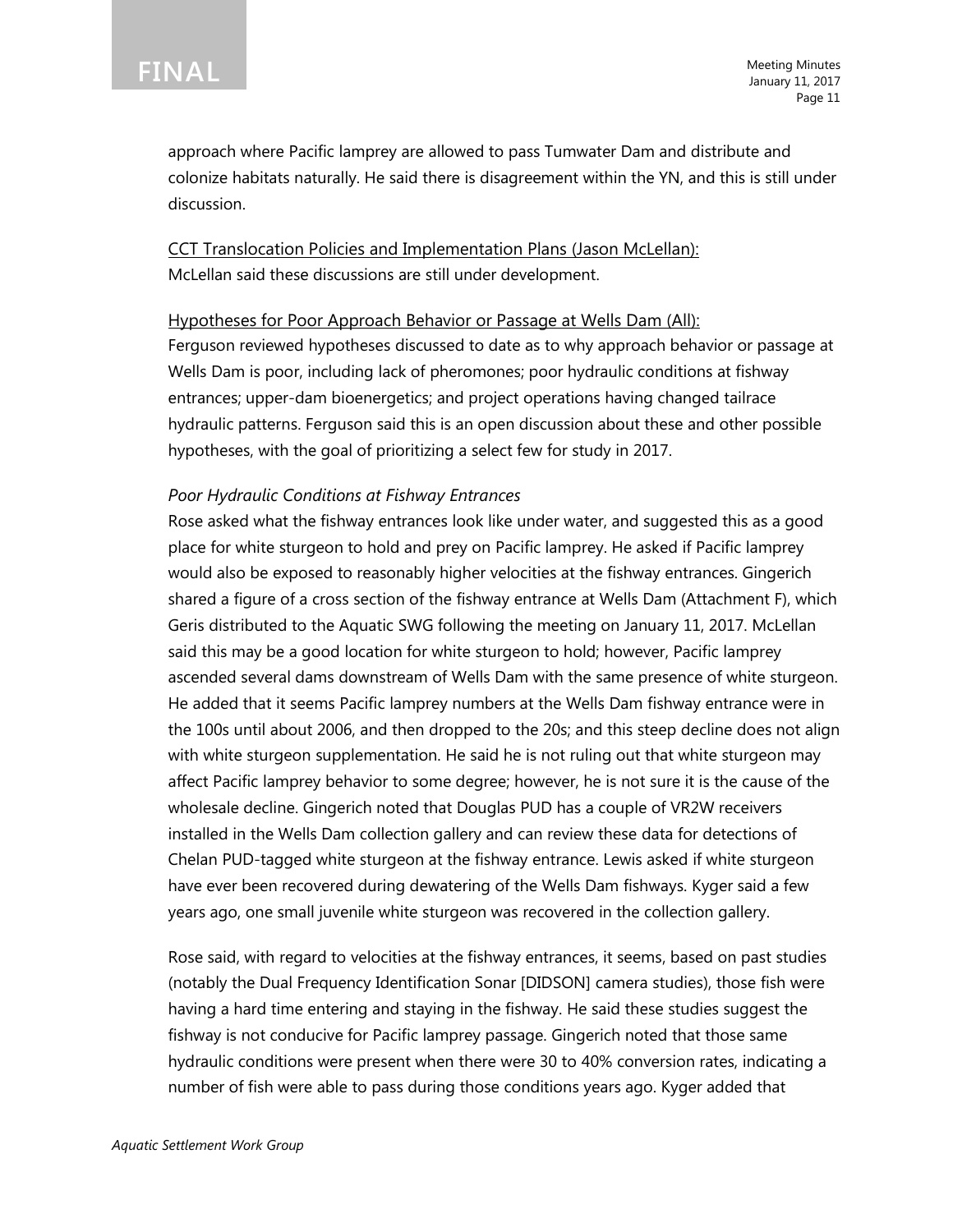approach where Pacific lamprey are allowed to pass Tumwater Dam and distribute and colonize habitats naturally. He said there is disagreement within the YN, and this is still under discussion.

<u>CCT Translocation Policies and Implementation Plans (Jason McLellan):</u>
McLellan said these discussions are still under development.

<u>Hypotheses for Poor Approach Behavior or Passage at Wells Dam (All):</u>
Ferguson reviewed hypotheses discussed to date as to why approach behavior or passage at Wells Dam is poor, including lack of pheromones; poor hydraulic conditions at fishway entrances; upper-dam bioenergetics; and project operations having changed tailrace hydraulic patterns. Ferguson said this is an open discussion about these and other possible hypotheses, with the goal of prioritizing a select few for study in 2017.

*Poor Hydraulic Conditions at Fishway Entrances*
Rose asked what the fishway entrances look like under water, and suggested this as a good place for white sturgeon to hold and prey on Pacific lamprey. He asked if Pacific lamprey would also be exposed to reasonably higher velocities at the fishway entrances. Gingerich shared a figure of a cross section of the fishway entrance at Wells Dam (Attachment F), which Geris distributed to the Aquatic SWG following the meeting on January 11, 2017. McLellan said this may be a good location for white sturgeon to hold; however, Pacific lamprey ascended several dams downstream of Wells Dam with the same presence of white sturgeon. He added that it seems Pacific lamprey numbers at the Wells Dam fishway entrance were in the 100s until about 2006, and then dropped to the 20s; and this steep decline does not align with white sturgeon supplementation. He said he is not ruling out that white sturgeon may affect Pacific lamprey behavior to some degree; however, he is not sure it is the cause of the wholesale decline. Gingerich noted that Douglas PUD has a couple of VR2W receivers installed in the Wells Dam collection gallery and can review these data for detections of Chelan PUD-tagged white sturgeon at the fishway entrance. Lewis asked if white sturgeon have ever been recovered during dewatering of the Wells Dam fishways. Kyger said a few years ago, one small juvenile white sturgeon was recovered in the collection gallery.

Rose said, with regard to velocities at the fishway entrances, it seems, based on past studies (notably the Dual Frequency Identification Sonar [DIDSON] camera studies), those fish were having a hard time entering and staying in the fishway. He said these studies suggest the fishway is not conducive for Pacific lamprey passage. Gingerich noted that those same hydraulic conditions were present when there were 30 to 40% conversion rates, indicating a number of fish were able to pass during those conditions years ago. Kyger added that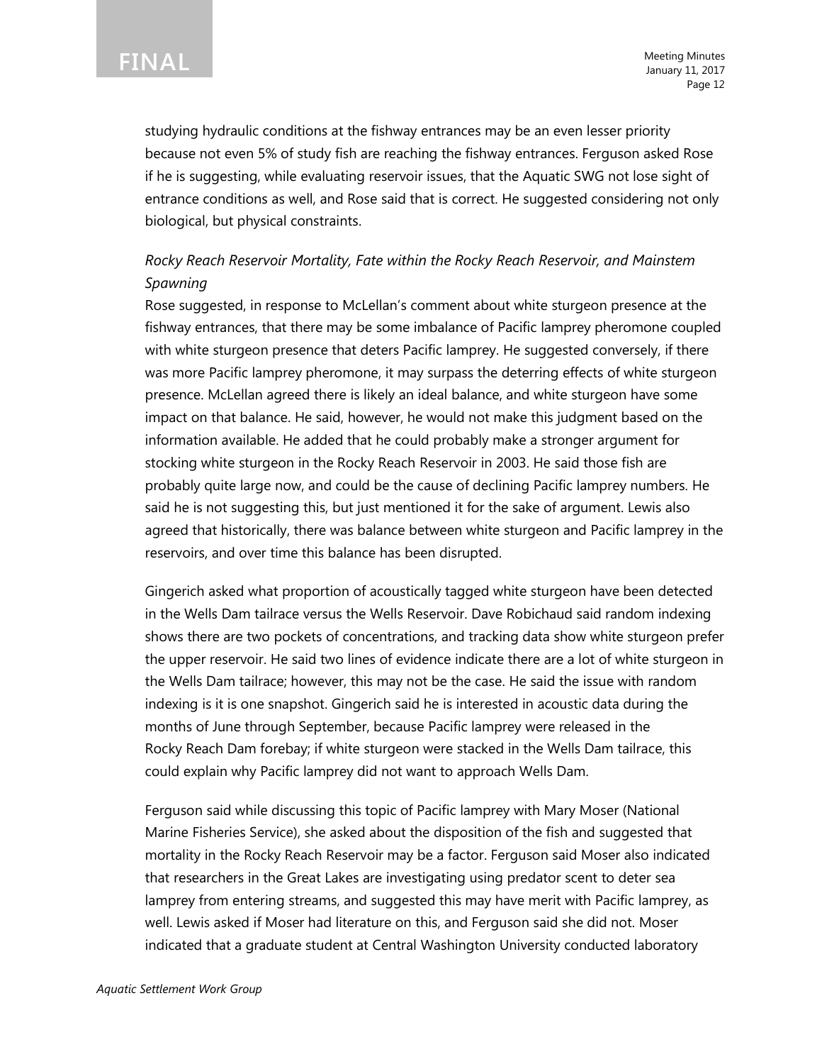studying hydraulic conditions at the fishway entrances may be an even lesser priority because not even 5% of study fish are reaching the fishway entrances. Ferguson asked Rose if he is suggesting, while evaluating reservoir issues, that the Aquatic SWG not lose sight of entrance conditions as well, and Rose said that is correct. He suggested considering not only biological, but physical constraints.

*Rocky Reach Reservoir Mortality, Fate within the Rocky Reach Reservoir, and Mainstem Spawning*

Rose suggested, in response to McLellan's comment about white sturgeon presence at the fishway entrances, that there may be some imbalance of Pacific lamprey pheromone coupled with white sturgeon presence that deters Pacific lamprey. He suggested conversely, if there was more Pacific lamprey pheromone, it may surpass the deterring effects of white sturgeon presence. McLellan agreed there is likely an ideal balance, and white sturgeon have some impact on that balance. He said, however, he would not make this judgment based on the information available. He added that he could probably make a stronger argument for stocking white sturgeon in the Rocky Reach Reservoir in 2003. He said those fish are probably quite large now, and could be the cause of declining Pacific lamprey numbers. He said he is not suggesting this, but just mentioned it for the sake of argument. Lewis also agreed that historically, there was balance between white sturgeon and Pacific lamprey in the reservoirs, and over time this balance has been disrupted.

Gingerich asked what proportion of acoustically tagged white sturgeon have been detected in the Wells Dam tailrace versus the Wells Reservoir. Dave Robichaud said random indexing shows there are two pockets of concentrations, and tracking data show white sturgeon prefer the upper reservoir. He said two lines of evidence indicate there are a lot of white sturgeon in the Wells Dam tailrace; however, this may not be the case. He said the issue with random indexing is it is one snapshot. Gingerich said he is interested in acoustic data during the months of June through September, because Pacific lamprey were released in the Rocky Reach Dam forebay; if white sturgeon were stacked in the Wells Dam tailrace, this could explain why Pacific lamprey did not want to approach Wells Dam.

Ferguson said while discussing this topic of Pacific lamprey with Mary Moser (National Marine Fisheries Service), she asked about the disposition of the fish and suggested that mortality in the Rocky Reach Reservoir may be a factor. Ferguson said Moser also indicated that researchers in the Great Lakes are investigating using predator scent to deter sea lamprey from entering streams, and suggested this may have merit with Pacific lamprey, as well. Lewis asked if Moser had literature on this, and Ferguson said she did not. Moser indicated that a graduate student at Central Washington University conducted laboratory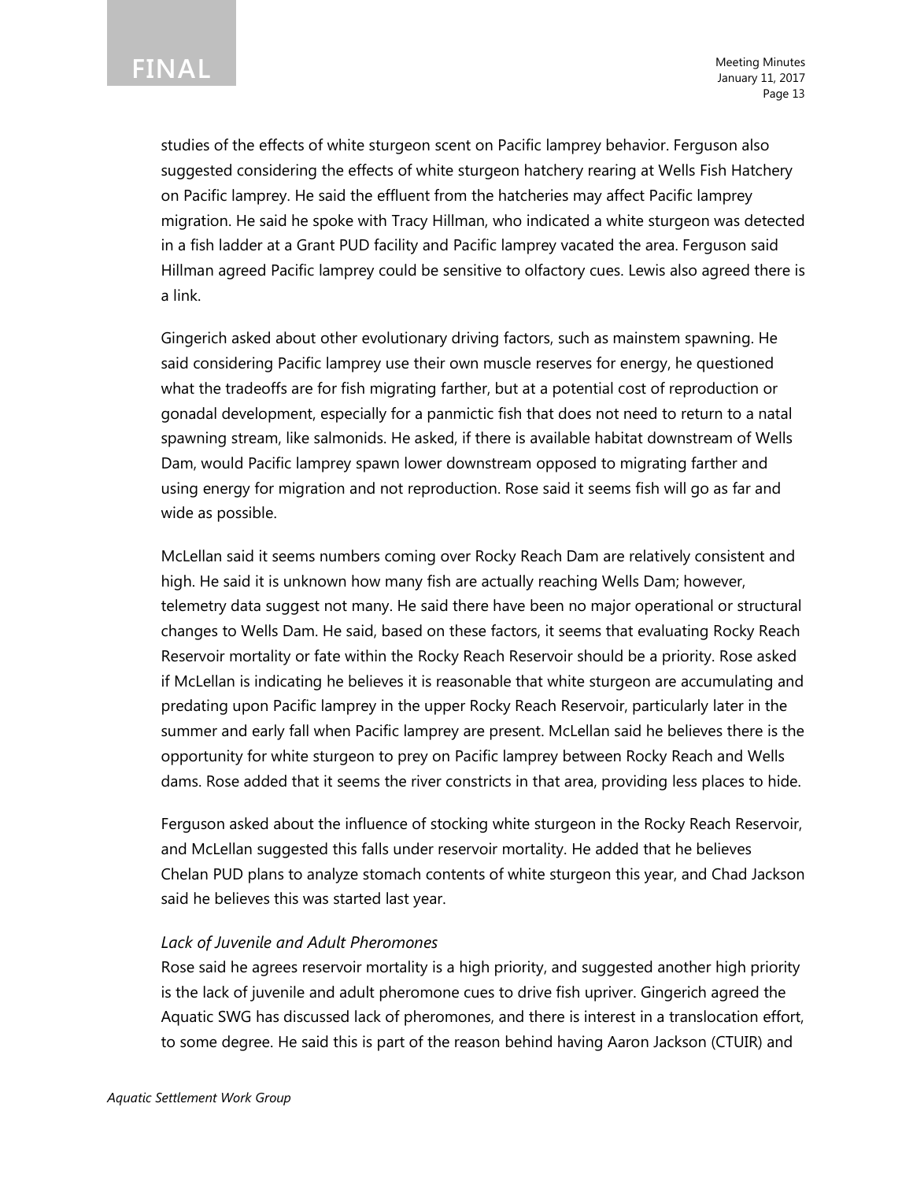studies of the effects of white sturgeon scent on Pacific lamprey behavior. Ferguson also suggested considering the effects of white sturgeon hatchery rearing at Wells Fish Hatchery on Pacific lamprey. He said the effluent from the hatcheries may affect Pacific lamprey migration. He said he spoke with Tracy Hillman, who indicated a white sturgeon was detected in a fish ladder at a Grant PUD facility and Pacific lamprey vacated the area. Ferguson said Hillman agreed Pacific lamprey could be sensitive to olfactory cues. Lewis also agreed there is a link.

Gingerich asked about other evolutionary driving factors, such as mainstem spawning. He said considering Pacific lamprey use their own muscle reserves for energy, he questioned what the tradeoffs are for fish migrating farther, but at a potential cost of reproduction or gonadal development, especially for a panmictic fish that does not need to return to a natal spawning stream, like salmonids. He asked, if there is available habitat downstream of Wells Dam, would Pacific lamprey spawn lower downstream opposed to migrating farther and using energy for migration and not reproduction. Rose said it seems fish will go as far and wide as possible.

McLellan said it seems numbers coming over Rocky Reach Dam are relatively consistent and high. He said it is unknown how many fish are actually reaching Wells Dam; however, telemetry data suggest not many. He said there have been no major operational or structural changes to Wells Dam. He said, based on these factors, it seems that evaluating Rocky Reach Reservoir mortality or fate within the Rocky Reach Reservoir should be a priority. Rose asked if McLellan is indicating he believes it is reasonable that white sturgeon are accumulating and predating upon Pacific lamprey in the upper Rocky Reach Reservoir, particularly later in the summer and early fall when Pacific lamprey are present. McLellan said he believes there is the opportunity for white sturgeon to prey on Pacific lamprey between Rocky Reach and Wells dams. Rose added that it seems the river constricts in that area, providing less places to hide.

Ferguson asked about the influence of stocking white sturgeon in the Rocky Reach Reservoir, and McLellan suggested this falls under reservoir mortality. He added that he believes Chelan PUD plans to analyze stomach contents of white sturgeon this year, and Chad Jackson said he believes this was started last year.

*Lack of Juvenile and Adult Pheromones*

Rose said he agrees reservoir mortality is a high priority, and suggested another high priority is the lack of juvenile and adult pheromone cues to drive fish upriver. Gingerich agreed the Aquatic SWG has discussed lack of pheromones, and there is interest in a translocation effort, to some degree. He said this is part of the reason behind having Aaron Jackson (CTUIR) and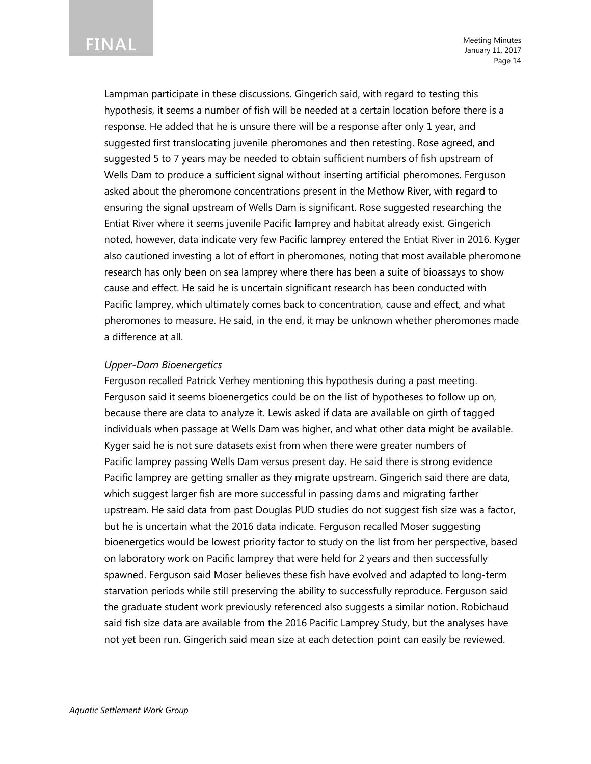Lampman participate in these discussions. Gingerich said, with regard to testing this hypothesis, it seems a number of fish will be needed at a certain location before there is a response. He added that he is unsure there will be a response after only 1 year, and suggested first translocating juvenile pheromones and then retesting. Rose agreed, and suggested 5 to 7 years may be needed to obtain sufficient numbers of fish upstream of Wells Dam to produce a sufficient signal without inserting artificial pheromones. Ferguson asked about the pheromone concentrations present in the Methow River, with regard to ensuring the signal upstream of Wells Dam is significant. Rose suggested researching the Entiat River where it seems juvenile Pacific lamprey and habitat already exist. Gingerich noted, however, data indicate very few Pacific lamprey entered the Entiat River in 2016. Kyger also cautioned investing a lot of effort in pheromones, noting that most available pheromone research has only been on sea lamprey where there has been a suite of bioassays to show cause and effect. He said he is uncertain significant research has been conducted with Pacific lamprey, which ultimately comes back to concentration, cause and effect, and what pheromones to measure. He said, in the end, it may be unknown whether pheromones made a difference at all.

*Upper-Dam Bioenergetics*

Ferguson recalled Patrick Verhey mentioning this hypothesis during a past meeting. Ferguson said it seems bioenergetics could be on the list of hypotheses to follow up on, because there are data to analyze it. Lewis asked if data are available on girth of tagged individuals when passage at Wells Dam was higher, and what other data might be available. Kyger said he is not sure datasets exist from when there were greater numbers of Pacific lamprey passing Wells Dam versus present day. He said there is strong evidence Pacific lamprey are getting smaller as they migrate upstream. Gingerich said there are data, which suggest larger fish are more successful in passing dams and migrating farther upstream. He said data from past Douglas PUD studies do not suggest fish size was a factor, but he is uncertain what the 2016 data indicate. Ferguson recalled Moser suggesting bioenergetics would be lowest priority factor to study on the list from her perspective, based on laboratory work on Pacific lamprey that were held for 2 years and then successfully spawned. Ferguson said Moser believes these fish have evolved and adapted to long-term starvation periods while still preserving the ability to successfully reproduce. Ferguson said the graduate student work previously referenced also suggests a similar notion. Robichaud said fish size data are available from the 2016 Pacific Lamprey Study, but the analyses have not yet been run. Gingerich said mean size at each detection point can easily be reviewed.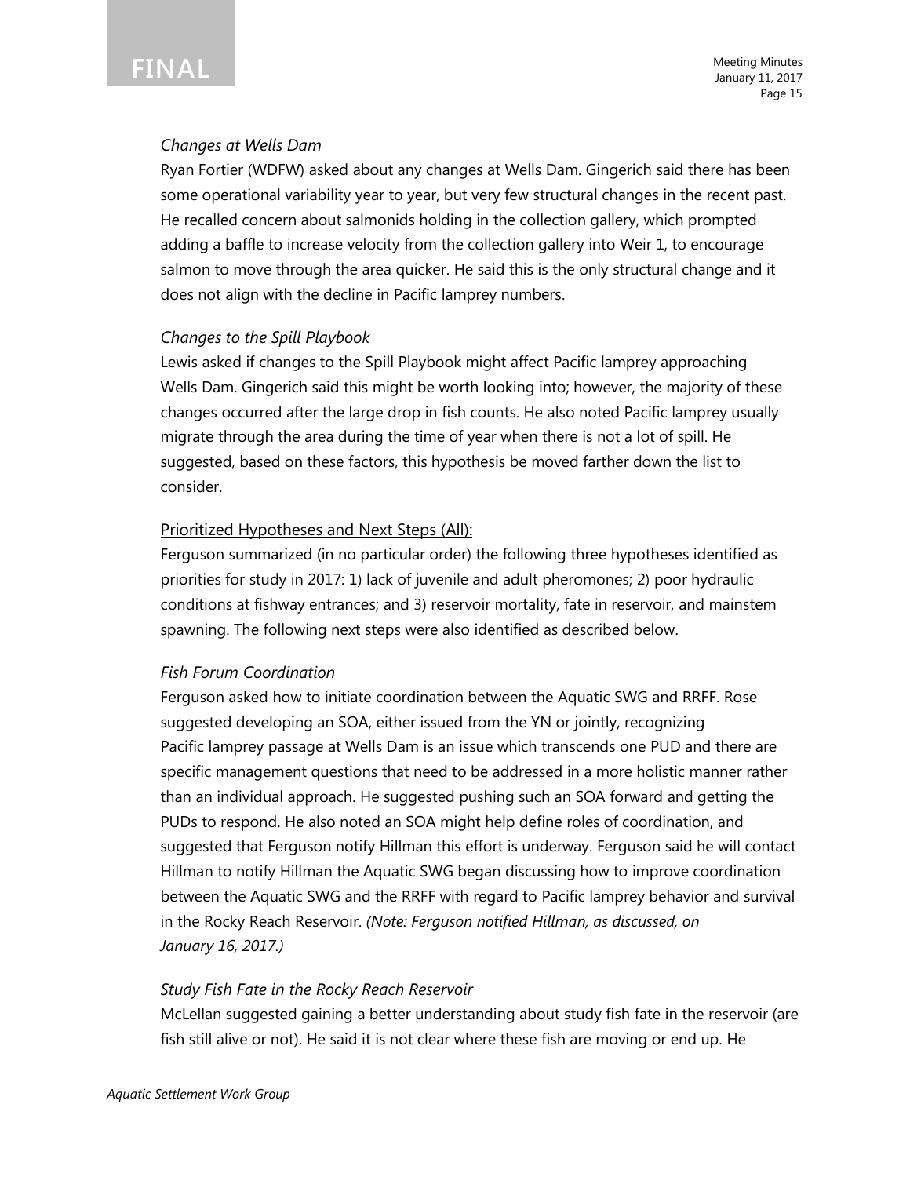*Changes at Wells Dam*

Ryan Fortier (WDFW) asked about any changes at Wells Dam. Gingerich said there has been some operational variability year to year, but very few structural changes in the recent past. He recalled concern about salmonids holding in the collection gallery, which prompted adding a baffle to increase velocity from the collection gallery into Weir 1, to encourage salmon to move through the area quicker. He said this is the only structural change and it does not align with the decline in Pacific lamprey numbers.

*Changes to the Spill Playbook*

Lewis asked if changes to the Spill Playbook might affect Pacific lamprey approaching Wells Dam. Gingerich said this might be worth looking into; however, the majority of these changes occurred after the large drop in fish counts. He also noted Pacific lamprey usually migrate through the area during the time of year when there is not a lot of spill. He suggested, based on these factors, this hypothesis be moved farther down the list to consider.

<u>Prioritized Hypotheses and Next Steps (All):</u>

Ferguson summarized (in no particular order) the following three hypotheses identified as priorities for study in 2017: 1) lack of juvenile and adult pheromones; 2) poor hydraulic conditions at fishway entrances; and 3) reservoir mortality, fate in reservoir, and mainstem spawning. The following next steps were also identified as described below.

*Fish Forum Coordination*

Ferguson asked how to initiate coordination between the Aquatic SWG and RRFF. Rose suggested developing an SOA, either issued from the YN or jointly, recognizing Pacific lamprey passage at Wells Dam is an issue which transcends one PUD and there are specific management questions that need to be addressed in a more holistic manner rather than an individual approach. He suggested pushing such an SOA forward and getting the PUDs to respond. He also noted an SOA might help define roles of coordination, and suggested that Ferguson notify Hillman this effort is underway. Ferguson said he will contact Hillman to notify Hillman the Aquatic SWG began discussing how to improve coordination between the Aquatic SWG and the RRFF with regard to Pacific lamprey behavior and survival in the Rocky Reach Reservoir. *(Note: Ferguson notified Hillman, as discussed, on January 16, 2017.)*

*Study Fish Fate in the Rocky Reach Reservoir*

McLellan suggested gaining a better understanding about study fish fate in the reservoir (are fish still alive or not). He said it is not clear where these fish are moving or end up. He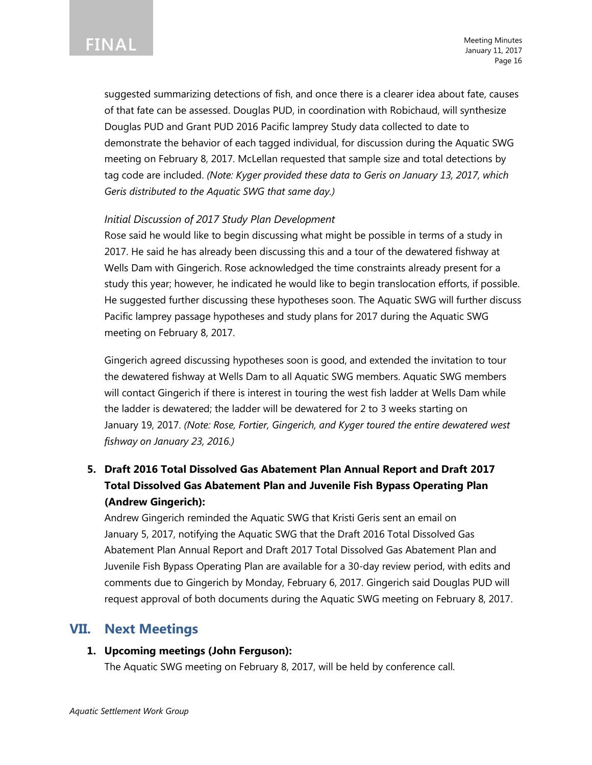suggested summarizing detections of fish, and once there is a clearer idea about fate, causes of that fate can be assessed. Douglas PUD, in coordination with Robichaud, will synthesize Douglas PUD and Grant PUD 2016 Pacific lamprey Study data collected to date to demonstrate the behavior of each tagged individual, for discussion during the Aquatic SWG meeting on February 8, 2017. McLellan requested that sample size and total detections by tag code are included. *(Note: Kyger provided these data to Geris on January 13, 2017, which Geris distributed to the Aquatic SWG that same day.)*

*Initial Discussion of 2017 Study Plan Development*

Rose said he would like to begin discussing what might be possible in terms of a study in 2017. He said he has already been discussing this and a tour of the dewatered fishway at Wells Dam with Gingerich. Rose acknowledged the time constraints already present for a study this year; however, he indicated he would like to begin translocation efforts, if possible. He suggested further discussing these hypotheses soon. The Aquatic SWG will further discuss Pacific lamprey passage hypotheses and study plans for 2017 during the Aquatic SWG meeting on February 8, 2017.

Gingerich agreed discussing hypotheses soon is good, and extended the invitation to tour the dewatered fishway at Wells Dam to all Aquatic SWG members. Aquatic SWG members will contact Gingerich if there is interest in touring the west fish ladder at Wells Dam while the ladder is dewatered; the ladder will be dewatered for 2 to 3 weeks starting on January 19, 2017. *(Note: Rose, Fortier, Gingerich, and Kyger toured the entire dewatered west fishway on January 23, 2016.)*

**5. Draft 2016 Total Dissolved Gas Abatement Plan Annual Report and Draft 2017 Total Dissolved Gas Abatement Plan and Juvenile Fish Bypass Operating Plan (Andrew Gingerich):**

Andrew Gingerich reminded the Aquatic SWG that Kristi Geris sent an email on January 5, 2017, notifying the Aquatic SWG that the Draft 2016 Total Dissolved Gas Abatement Plan Annual Report and Draft 2017 Total Dissolved Gas Abatement Plan and Juvenile Fish Bypass Operating Plan are available for a 30-day review period, with edits and comments due to Gingerich by Monday, February 6, 2017. Gingerich said Douglas PUD will request approval of both documents during the Aquatic SWG meeting on February 8, 2017.

## VII. Next Meetings

**1. Upcoming meetings (John Ferguson):**

The Aquatic SWG meeting on February 8, 2017, will be held by conference call.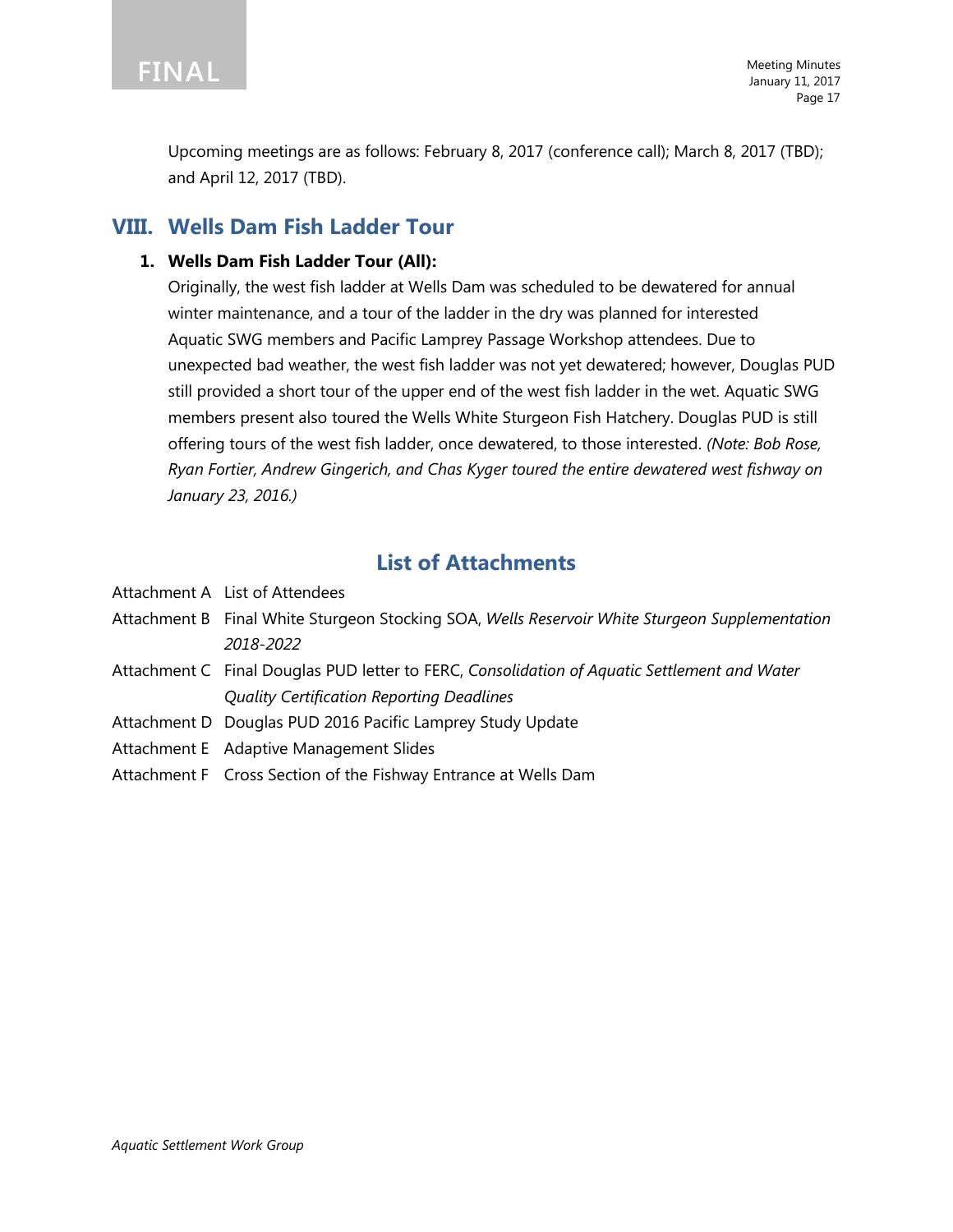Upcoming meetings are as follows: February 8, 2017 (conference call); March 8, 2017 (TBD); and April 12, 2017 (TBD).

## VIII. Wells Dam Fish Ladder Tour

1. **Wells Dam Fish Ladder Tour (All):**
   Originally, the west fish ladder at Wells Dam was scheduled to be dewatered for annual winter maintenance, and a tour of the ladder in the dry was planned for interested Aquatic SWG members and Pacific Lamprey Passage Workshop attendees. Due to unexpected bad weather, the west fish ladder was not yet dewatered; however, Douglas PUD still provided a short tour of the upper end of the west fish ladder in the wet. Aquatic SWG members present also toured the Wells White Sturgeon Fish Hatchery. Douglas PUD is still offering tours of the west fish ladder, once dewatered, to those interested. *(Note: Bob Rose, Ryan Fortier, Andrew Gingerich, and Chas Kyger toured the entire dewatered west fishway on January 23, 2016.)*

## List of Attachments

Attachment A List of Attendees

Attachment B Final White Sturgeon Stocking SOA, *Wells Reservoir White Sturgeon Supplementation 2018-2022*

Attachment C Final Douglas PUD letter to FERC, *Consolidation of Aquatic Settlement and Water Quality Certification Reporting Deadlines*

Attachment D Douglas PUD 2016 Pacific Lamprey Study Update

Attachment E Adaptive Management Slides

Attachment F Cross Section of the Fishway Entrance at Wells Dam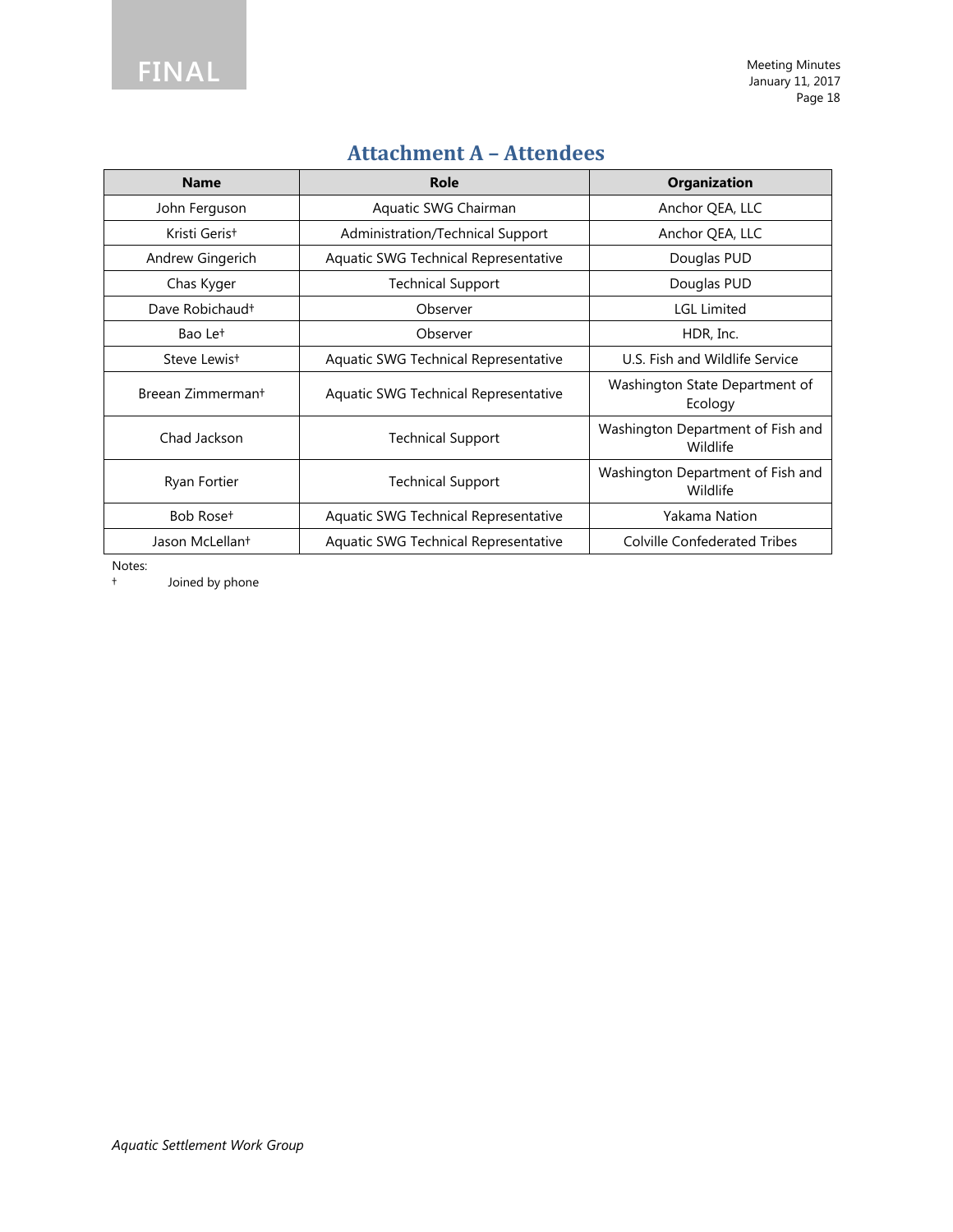# Attachment A – Attendees

| Name | Role | Organization |
|---|---|---|
| John Ferguson | Aquatic SWG Chairman | Anchor QEA, LLC |
| Kristi Geris† | Administration/Technical Support | Anchor QEA, LLC |
| Andrew Gingerich | Aquatic SWG Technical Representative | Douglas PUD |
| Chas Kyger | Technical Support | Douglas PUD |
| Dave Robichaud† | Observer | LGL Limited |
| Bao Le† | Observer | HDR, Inc. |
| Steve Lewis† | Aquatic SWG Technical Representative | U.S. Fish and Wildlife Service |
| Breean Zimmerman† | Aquatic SWG Technical Representative | Washington State Department of Ecology |
| Chad Jackson | Technical Support | Washington Department of Fish and Wildlife |
| Ryan Fortier | Technical Support | Washington Department of Fish and Wildlife |
| Bob Rose† | Aquatic SWG Technical Representative | Yakama Nation |
| Jason McLellan† | Aquatic SWG Technical Representative | Colville Confederated Tribes |

Notes:
† Joined by phone